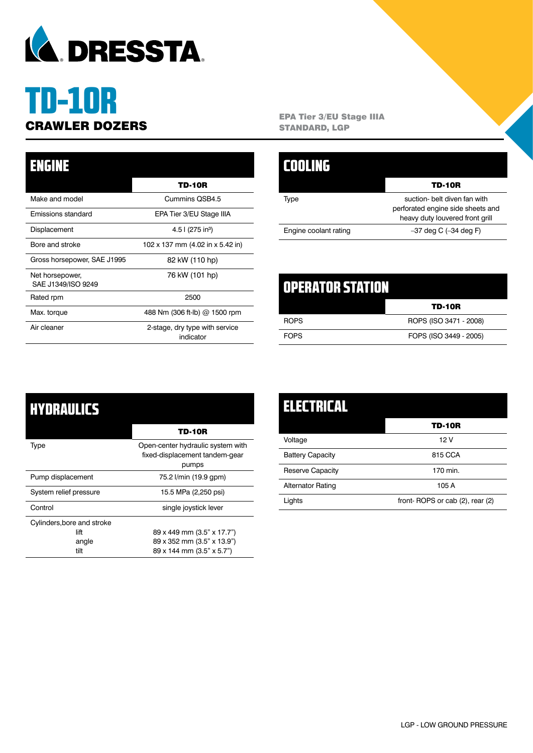# DRESSTA

# TD-10R

## CRAWLER DOZERS

**EPA Tier 3/EU Stage IIIA**
**STANDARD, LGP**

## ENGINE

| | TD-10R |
|---|---|
| Make and model | Cummins QSB4.5 |
| Emissions standard | EPA Tier 3/EU Stage IIIA |
| Displacement | 4.5 l (275 in³) |
| Bore and stroke | 102 x 137 mm (4.02 in x 5.42 in) |
| Gross horsepower, SAE J1995 | 82 kW (110 hp) |
| Net horsepower, SAE J1349/ISO 9249 | 76 kW (101 hp) |
| Rated rpm | 2500 |
| Max. torque | 488 Nm (306 ft-lb) @ 1500 rpm |
| Air cleaner | 2-stage, dry type with service indicator |

## COOLING

| | TD-10R |
|---|---|
| Type | suction- belt diven fan with perforated engine side sheets and heavy duty louvered front grill |
| Engine coolant rating | –37 deg C (–34 deg F) |

## OPERATOR STATION

| | TD-10R |
|---|---|
| ROPS | ROPS (ISO 3471 - 2008) |
| FOPS | FOPS (ISO 3449 - 2005) |

## HYDRAULICS

| | TD-10R |
|---|---|
| Type | Open-center hydraulic system with fixed-displacement tandem-gear pumps |
| Pump displacement | 75.2 l/min (19.9 gpm) |
| System relief pressure | 15.5 MPa (2,250 psi) |
| Control | single joystick lever |
| Cylinders,bore and stroke | |
| lift | 89 x 449 mm (3.5" x 17.7") |
| angle | 89 x 352 mm (3.5" x 13.9") |
| tilt | 89 x 144 mm (3.5" x 5.7") |

## ELECTRICAL

| | TD-10R |
|---|---|
| Voltage | 12 V |
| Battery Capacity | 815 CCA |
| Reserve Capacity | 170 min. |
| Alternator Rating | 105 A |
| Lights | front- ROPS or cab (2), rear (2) |

LGP - LOW GROUND PRESSURE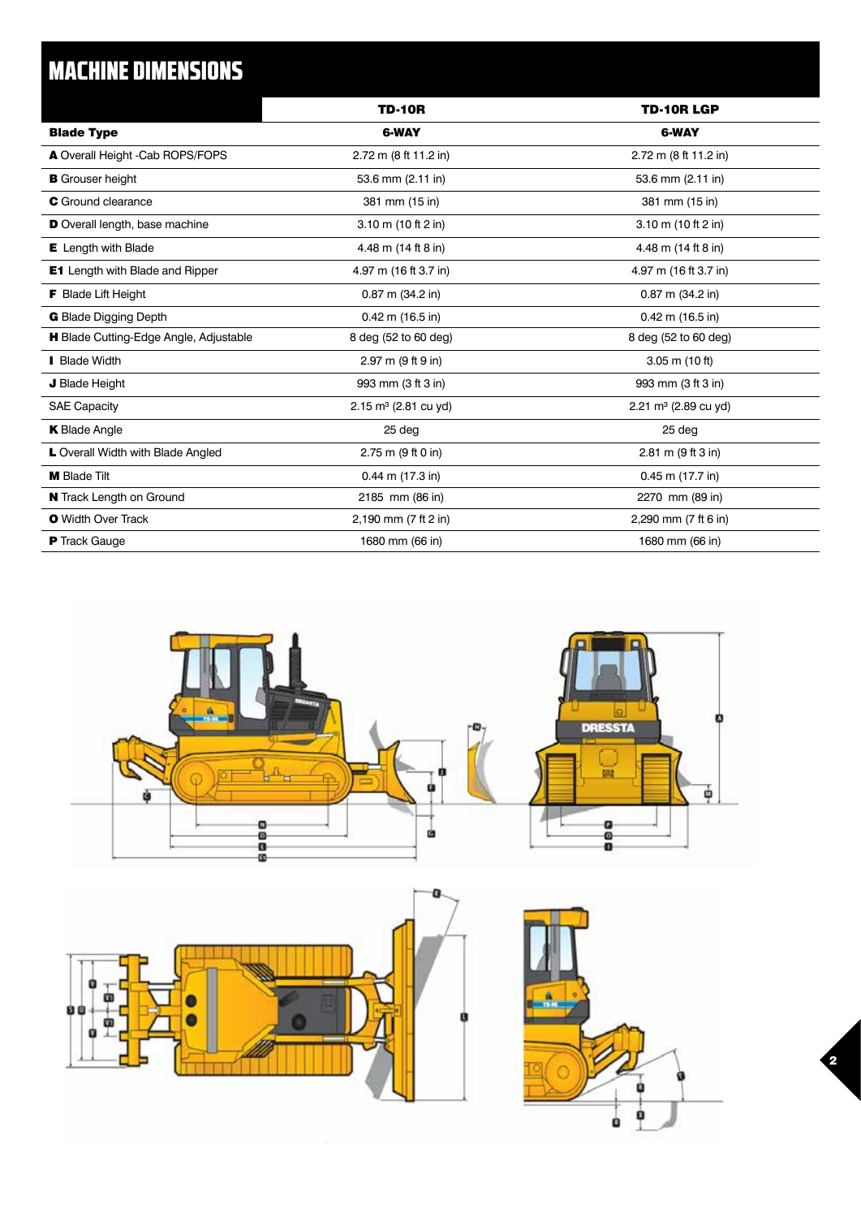# MACHINE DIMENSIONS

| | TD-10R | TD-10R LGP |
|---|---|---|
| **Blade Type** | **6-WAY** | **6-WAY** |
| **A** Overall Height -Cab ROPS/FOPS | 2.72 m (8 ft 11.2 in) | 2.72 m (8 ft 11.2 in) |
| **B** Grouser height | 53.6 mm (2.11 in) | 53.6 mm (2.11 in) |
| **C** Ground clearance | 381 mm (15 in) | 381 mm (15 in) |
| **D** Overall length, base machine | 3.10 m (10 ft 2 in) | 3.10 m (10 ft 2 in) |
| **E** Length with Blade | 4.48 m (14 ft 8 in) | 4.48 m (14 ft 8 in) |
| **E1** Length with Blade and Ripper | 4.97 m (16 ft 3.7 in) | 4.97 m (16 ft 3.7 in) |
| **F** Blade Lift Height | 0.87 m (34.2 in) | 0.87 m (34.2 in) |
| **G** Blade Digging Depth | 0.42 m (16.5 in) | 0.42 m (16.5 in) |
| **H** Blade Cutting-Edge Angle, Adjustable | 8 deg (52 to 60 deg) | 8 deg (52 to 60 deg) |
| **I** Blade Width | 2.97 m (9 ft 9 in) | 3.05 m (10 ft) |
| **J** Blade Height | 993 mm (3 ft 3 in) | 993 mm (3 ft 3 in) |
| SAE Capacity | 2.15 m³ (2.81 cu yd) | 2.21 m³ (2.89 cu yd) |
| **K** Blade Angle | 25 deg | 25 deg |
| **L** Overall Width with Blade Angled | 2.75 m (9 ft 0 in) | 2.81 m (9 ft 3 in) |
| **M** Blade Tilt | 0.44 m (17.3 in) | 0.45 m (17.7 in) |
| **N** Track Length on Ground | 2185 mm (86 in) | 2270 mm (89 in) |
| **O** Width Over Track | 2,190 mm (7 ft 2 in) | 2,290 mm (7 ft 6 in) |
| **P** Track Gauge | 1680 mm (66 in) | 1680 mm (66 in) |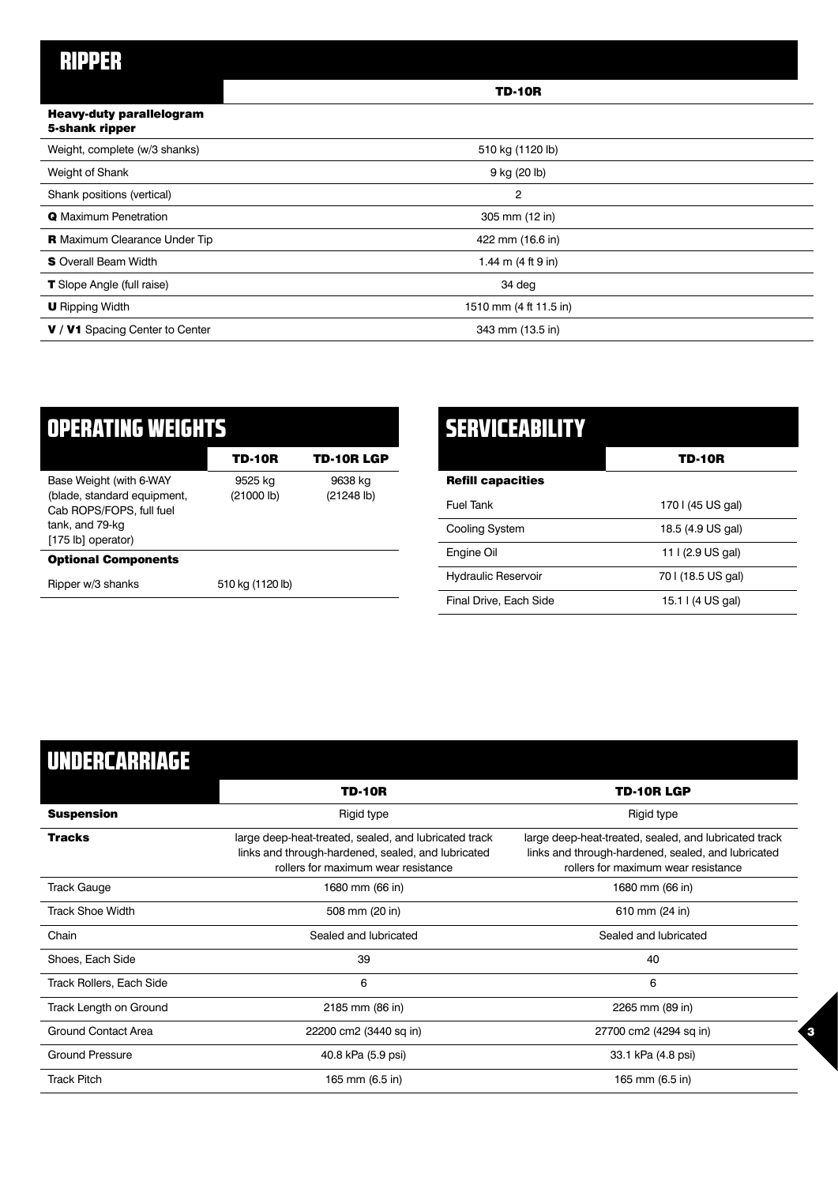# RIPPER

| | TD-10R |
|---|---|
| **Heavy-duty parallelogram 5-shank ripper** | |
| Weight, complete (w/3 shanks) | 510 kg (1120 lb) |
| Weight of Shank | 9 kg (20 lb) |
| Shank positions (vertical) | 2 |
| **Q** Maximum Penetration | 305 mm (12 in) |
| **R** Maximum Clearance Under Tip | 422 mm (16.6 in) |
| **S** Overall Beam Width | 1.44 m (4 ft 9 in) |
| **T** Slope Angle (full raise) | 34 deg |
| **U** Ripping Width | 1510 mm (4 ft 11.5 in) |
| **V / V1** Spacing Center to Center | 343 mm (13.5 in) |

# OPERATING WEIGHTS

| | TD-10R | TD-10R LGP |
|---|---|---|
| Base Weight (with 6-WAY (blade, standard equipment, Cab ROPS/FOPS, full fuel tank, and 79-kg [175 lb] operator) | 9525 kg (21000 lb) | 9638 kg (21248 lb) |
| **Optional Components** | | |
| Ripper w/3 shanks | 510 kg (1120 lb) | |

# SERVICEABILITY

| | TD-10R |
|---|---|
| **Refill capacities** | |
| Fuel Tank | 170 l (45 US gal) |
| Cooling System | 18.5 (4.9 US gal) |
| Engine Oil | 11 l (2.9 US gal) |
| Hydraulic Reservoir | 70 l (18.5 US gal) |
| Final Drive, Each Side | 15.1 l (4 US gal) |

# UNDERCARRIAGE

| | TD-10R | TD-10R LGP |
|---|---|---|
| **Suspension** | Rigid type | Rigid type |
| **Tracks** | large deep-heat-treated, sealed, and lubricated track links and through-hardened, sealed, and lubricated rollers for maximum wear resistance | large deep-heat-treated, sealed, and lubricated track links and through-hardened, sealed, and lubricated rollers for maximum wear resistance |
| Track Gauge | 1680 mm (66 in) | 1680 mm (66 in) |
| Track Shoe Width | 508 mm (20 in) | 610 mm (24 in) |
| Chain | Sealed and lubricated | Sealed and lubricated |
| Shoes, Each Side | 39 | 40 |
| Track Rollers, Each Side | 6 | 6 |
| Track Length on Ground | 2185 mm (86 in) | 2265 mm (89 in) |
| Ground Contact Area | 22200 cm2 (3440 sq in) | 27700 cm2 (4294 sq in) |
| Ground Pressure | 40.8 kPa (5.9 psi) | 33.1 kPa (4.8 psi) |
| Track Pitch | 165 mm (6.5 in) | 165 mm (6.5 in) |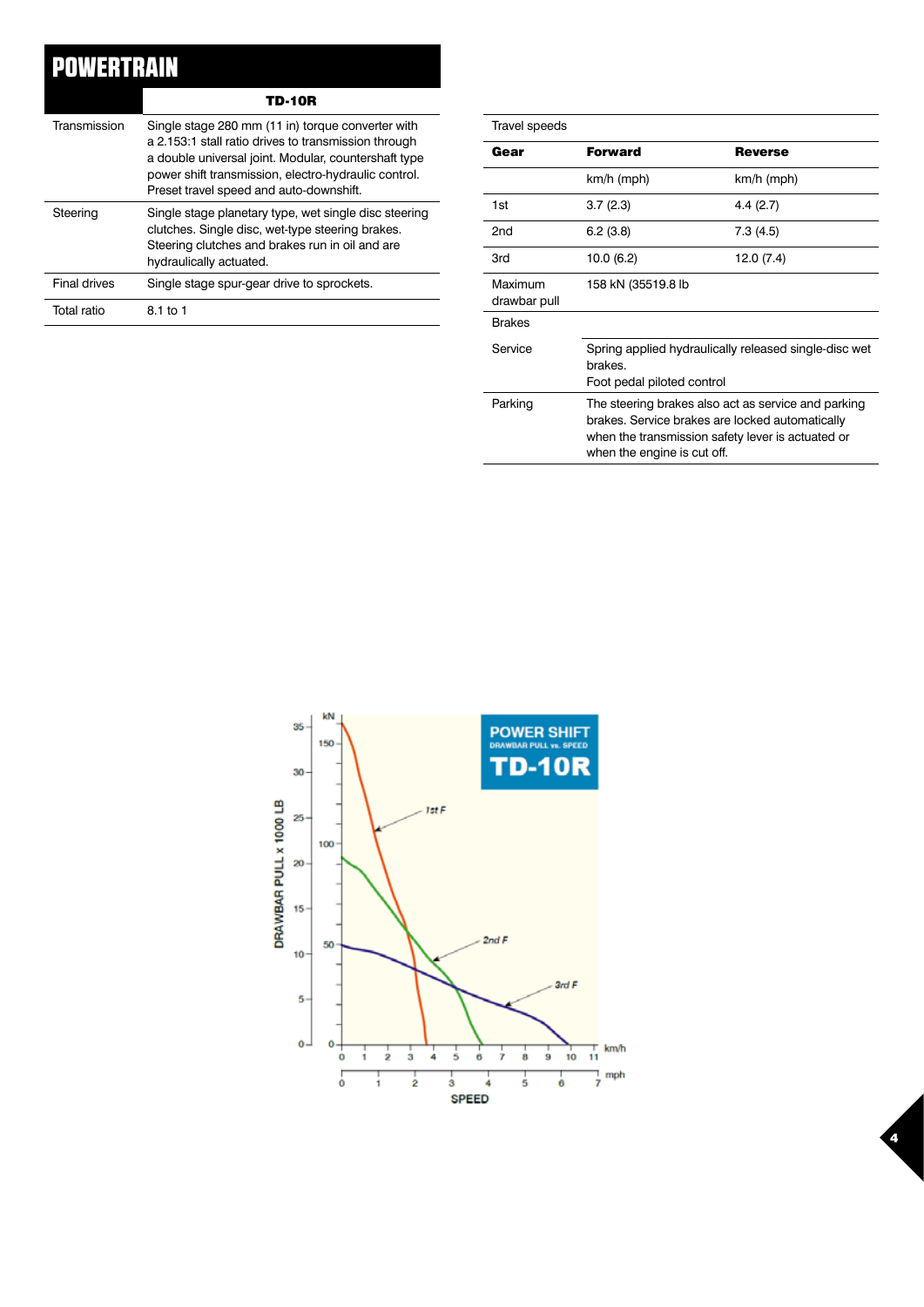# POWERTRAIN

| | TD-10R |
|---|---|
| Transmission | Single stage 280 mm (11 in) torque converter with a 2.153:1 stall ratio drives to transmission through a double universal joint. Modular, countershaft type power shift transmission, electro-hydraulic control. Preset travel speed and auto-downshift. |
| Steering | Single stage planetary type, wet single disc steering clutches. Single disc, wet-type steering brakes. Steering clutches and brakes run in oil and are hydraulically actuated. |
| Final drives | Single stage spur-gear drive to sprockets. |
| Total ratio | 8.1 to 1 |

Travel speeds

| Gear | Forward | Reverse |
|---|---|---|
| | km/h (mph) | km/h (mph) |
| 1st | 3.7 (2.3) | 4.4 (2.7) |
| 2nd | 6.2 (3.8) | 7.3 (4.5) |
| 3rd | 10.0 (6.2) | 12.0 (7.4) |
| Maximum drawbar pull | 158 kN (35519.8 lb | |

Brakes

| | |
|---|---|
| Service | Spring applied hydraulically released single-disc wet brakes.<br>Foot pedal piloted control |
| Parking | The steering brakes also act as service and parking brakes. Service brakes are locked automatically when the transmission safety lever is actuated or when the engine is cut off. |

POWER SHIFT DRAWBAR PULL vs. SPEED TD-10R

DRAWBAR PULL x 1000 LB — kN — SPEED (km/h, mph) — 1st F, 2nd F, 3rd F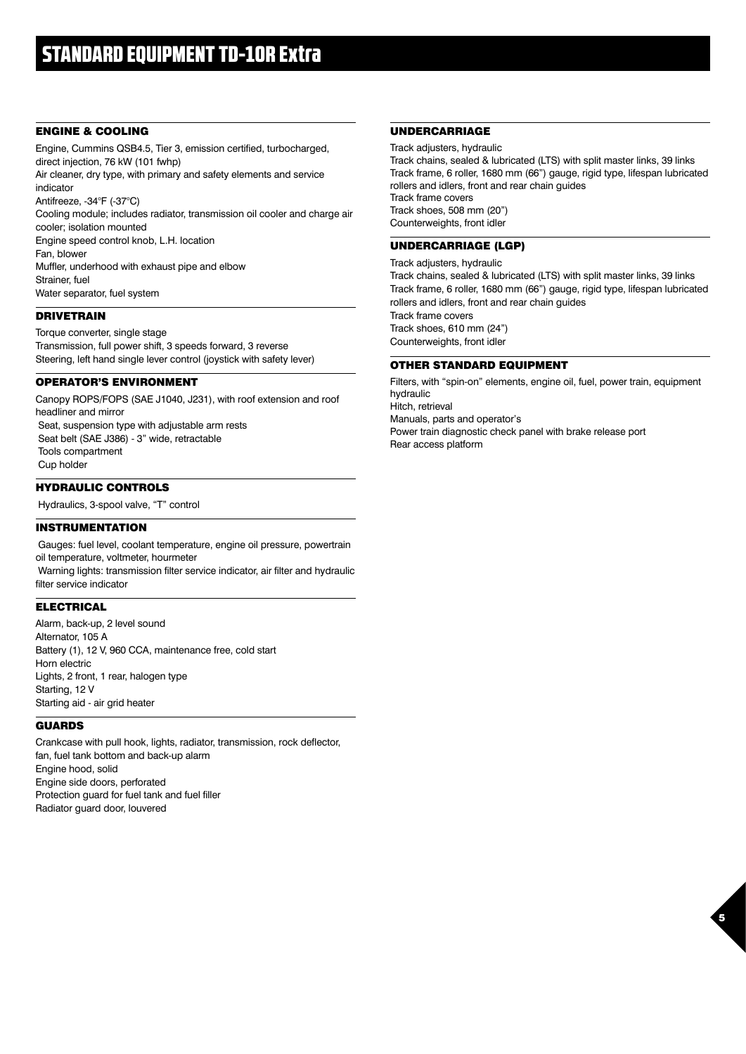# STANDARD EQUIPMENT TD-10R Extra

## ENGINE & COOLING

Engine, Cummins QSB4.5, Tier 3, emission certified, turbocharged, direct injection, 76 kW (101 fwhp)
Air cleaner, dry type, with primary and safety elements and service indicator
Antifreeze, -34°F (-37°C)
Cooling module; includes radiator, transmission oil cooler and charge air cooler; isolation mounted
Engine speed control knob, L.H. location
Fan, blower
Muffler, underhood with exhaust pipe and elbow
Strainer, fuel
Water separator, fuel system

## DRIVETRAIN

Torque converter, single stage
Transmission, full power shift, 3 speeds forward, 3 reverse
Steering, left hand single lever control (joystick with safety lever)

## OPERATOR'S ENVIRONMENT

Canopy ROPS/FOPS (SAE J1040, J231), with roof extension and roof headliner and mirror
Seat, suspension type with adjustable arm rests
Seat belt (SAE J386) - 3" wide, retractable
Tools compartment
Cup holder

## HYDRAULIC CONTROLS

Hydraulics, 3-spool valve, "T" control

## INSTRUMENTATION

Gauges: fuel level, coolant temperature, engine oil pressure, powertrain oil temperature, voltmeter, hourmeter
Warning lights: transmission filter service indicator, air filter and hydraulic filter service indicator

## ELECTRICAL

Alarm, back-up, 2 level sound
Alternator, 105 A
Battery (1), 12 V, 960 CCA, maintenance free, cold start
Horn electric
Lights, 2 front, 1 rear, halogen type
Starting, 12 V
Starting aid - air grid heater

## GUARDS

Crankcase with pull hook, lights, radiator, transmission, rock deflector, fan, fuel tank bottom and back-up alarm
Engine hood, solid
Engine side doors, perforated
Protection guard for fuel tank and fuel filler
Radiator guard door, louvered

## UNDERCARRIAGE

Track adjusters, hydraulic
Track chains, sealed & lubricated (LTS) with split master links, 39 links
Track frame, 6 roller, 1680 mm (66") gauge, rigid type, lifespan lubricated rollers and idlers, front and rear chain guides
Track frame covers
Track shoes, 508 mm (20")
Counterweights, front idler

## UNDERCARRIAGE (LGP)

Track adjusters, hydraulic
Track chains, sealed & lubricated (LTS) with split master links, 39 links
Track frame, 6 roller, 1680 mm (66") gauge, rigid type, lifespan lubricated rollers and idlers, front and rear chain guides
Track frame covers
Track shoes, 610 mm (24")
Counterweights, front idler

## OTHER STANDARD EQUIPMENT

Filters, with "spin-on" elements, engine oil, fuel, power train, equipment hydraulic
Hitch, retrieval
Manuals, parts and operator's
Power train diagnostic check panel with brake release port
Rear access platform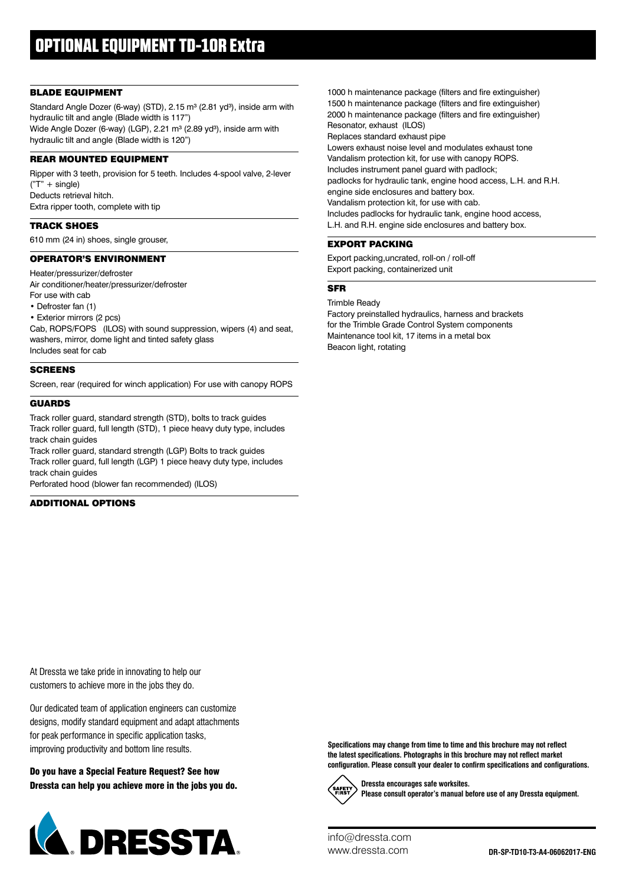# OPTIONAL EQUIPMENT TD-10R Extra

## BLADE EQUIPMENT

Standard Angle Dozer (6-way) (STD), 2.15 m³ (2.81 yd³), inside arm with hydraulic tilt and angle (Blade width is 117")
Wide Angle Dozer (6-way) (LGP), 2.21 m³ (2.89 yd³), inside arm with hydraulic tilt and angle (Blade width is 120")

## REAR MOUNTED EQUIPMENT

Ripper with 3 teeth, provision for 5 teeth. Includes 4-spool valve, 2-lever ("T" + single)
Deducts retrieval hitch.
Extra ripper tooth, complete with tip

## TRACK SHOES

610 mm (24 in) shoes, single grouser,

## OPERATOR'S ENVIRONMENT

Heater/pressurizer/defroster
Air conditioner/heater/pressurizer/defroster
For use with cab

- Defroster fan (1)
- Exterior mirrors (2 pcs)

Cab, ROPS/FOPS (ILOS) with sound suppression, wipers (4) and seat, washers, mirror, dome light and tinted safety glass
Includes seat for cab

## SCREENS

Screen, rear (required for winch application) For use with canopy ROPS

## GUARDS

Track roller guard, standard strength (STD), bolts to track guides
Track roller guard, full length (STD), 1 piece heavy duty type, includes track chain guides
Track roller guard, standard strength (LGP) Bolts to track guides
Track roller guard, full length (LGP) 1 piece heavy duty type, includes track chain guides
Perforated hood (blower fan recommended) (ILOS)

## ADDITIONAL OPTIONS

1000 h maintenance package (filters and fire extinguisher)
1500 h maintenance package (filters and fire extinguisher)
2000 h maintenance package (filters and fire extinguisher)
Resonator, exhaust (ILOS)
Replaces standard exhaust pipe
Lowers exhaust noise level and modulates exhaust tone
Vandalism protection kit, for use with canopy ROPS.
Includes instrument panel guard with padlock;
padlocks for hydraulic tank, engine hood access, L.H. and R.H. engine side enclosures and battery box.
Vandalism protection kit, for use with cab.
Includes padlocks for hydraulic tank, engine hood access, L.H. and R.H. engine side enclosures and battery box.

## EXPORT PACKING

Export packing,uncrated, roll-on / roll-off
Export packing, containerized unit

## SFR

Trimble Ready
Factory preinstalled hydraulics, harness and brackets for the Trimble Grade Control System components
Maintenance tool kit, 17 items in a metal box
Beacon light, rotating

At Dressta we take pride in innovating to help our customers to achieve more in the jobs they do.

Our dedicated team of application engineers can customize designs, modify standard equipment and adapt attachments for peak performance in specific application tasks, improving productivity and bottom line results.

**Do you have a Special Feature Request? See how Dressta can help you achieve more in the jobs you do.**

DRESSTA®

**Specifications may change from time to time and this brochure may not reflect the latest specifications. Photographs in this brochure may not reflect market configuration. Please consult your dealer to confirm specifications and configurations.**

SAFETY FIRST

**Dressta encourages safe worksites.**
**Please consult operator's manual before use of any Dressta equipment.**

info@dressta.com
www.dressta.com

DR-SP-TD10-T3-A4-06062017-ENG